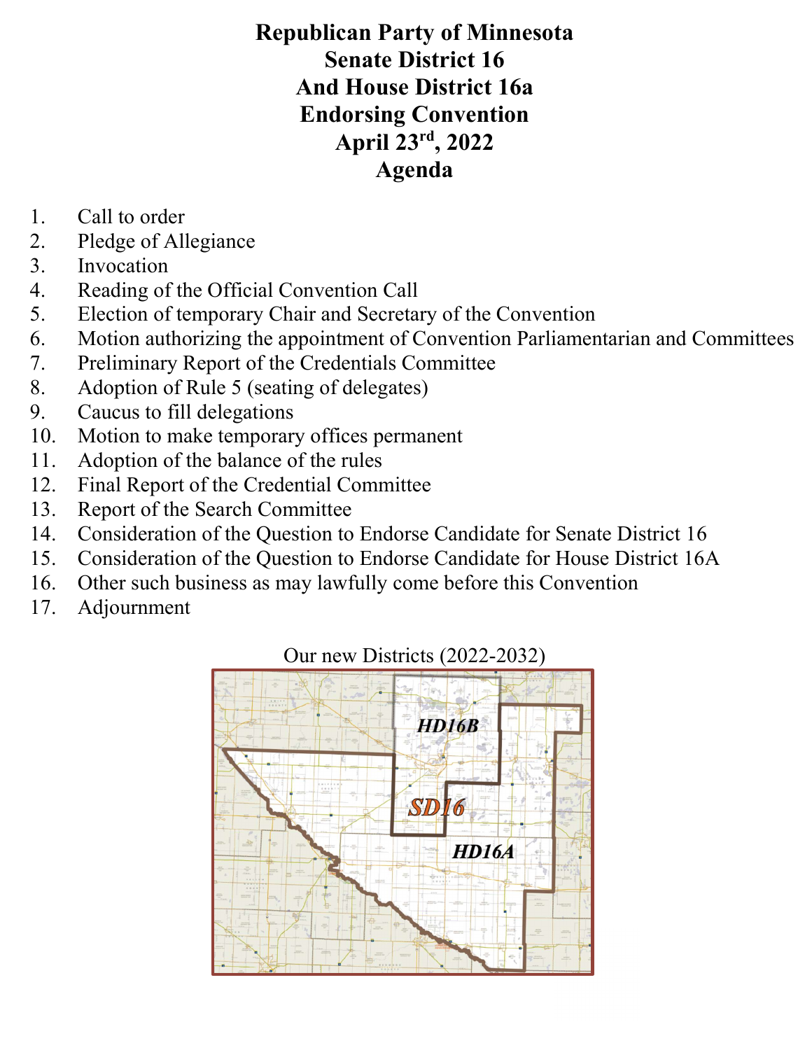# Republican Party of Minnesota
# Senate District 16
# And House District 16a
# Endorsing Convention
# April 23rd, 2022
# Agenda

1. Call to order
2. Pledge of Allegiance
3. Invocation
4. Reading of the Official Convention Call
5. Election of temporary Chair and Secretary of the Convention
6. Motion authorizing the appointment of Convention Parliamentarian and Committees
7. Preliminary Report of the Credentials Committee
8. Adoption of Rule 5 (seating of delegates)
9. Caucus to fill delegations
10. Motion to make temporary offices permanent
11. Adoption of the balance of the rules
12. Final Report of the Credential Committee
13. Report of the Search Committee
14. Consideration of the Question to Endorse Candidate for Senate District 16
15. Consideration of the Question to Endorse Candidate for House District 16A
16. Other such business as may lawfully come before this Convention
17. Adjournment

Our new Districts (2022-2032)

HD16B

SD16

HD16A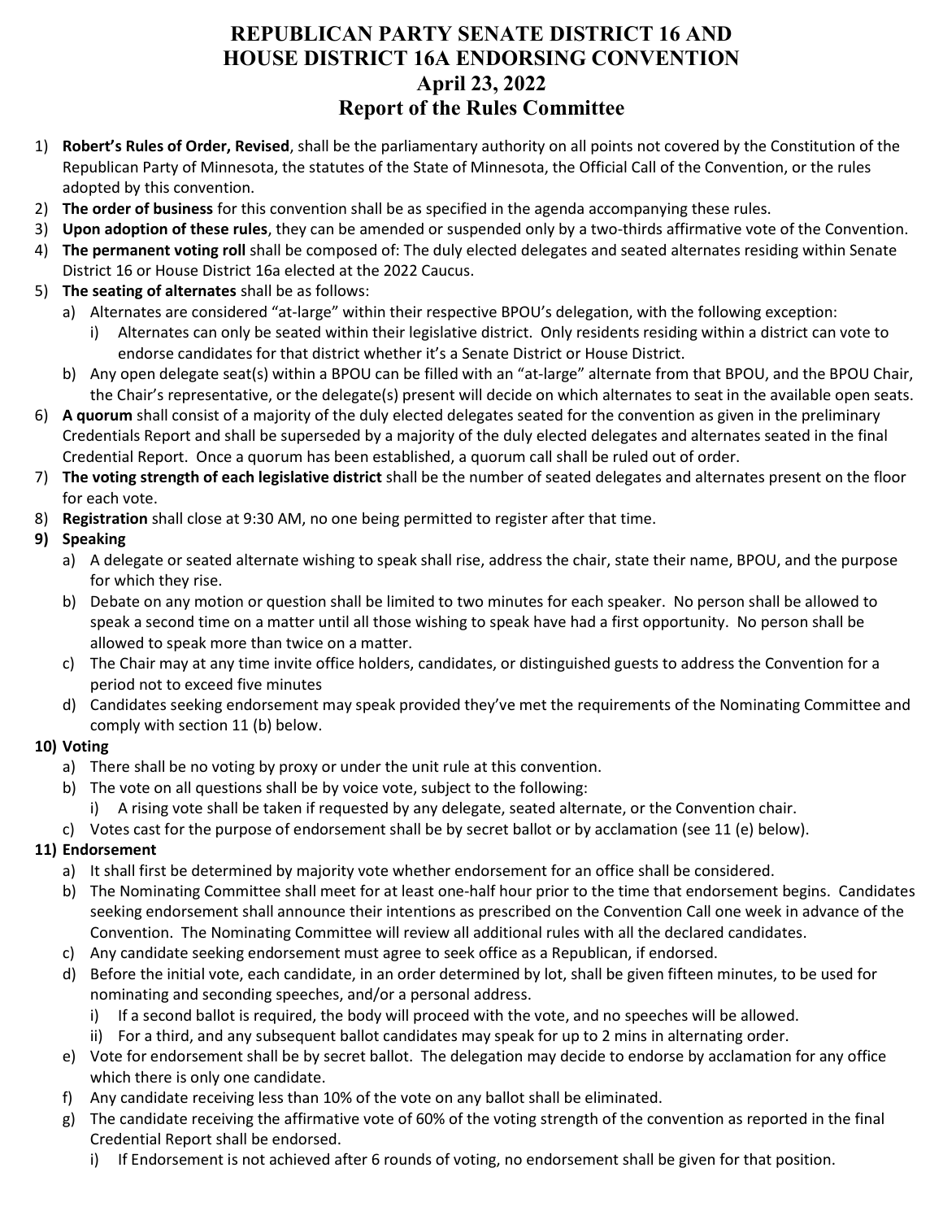# REPUBLICAN PARTY SENATE DISTRICT 16 AND HOUSE DISTRICT 16A ENDORSING CONVENTION
# April 23, 2022
# Report of the Rules Committee

1) **Robert's Rules of Order, Revised**, shall be the parliamentary authority on all points not covered by the Constitution of the Republican Party of Minnesota, the statutes of the State of Minnesota, the Official Call of the Convention, or the rules adopted by this convention.
2) **The order of business** for this convention shall be as specified in the agenda accompanying these rules.
3) **Upon adoption of these rules**, they can be amended or suspended only by a two-thirds affirmative vote of the Convention.
4) **The permanent voting roll** shall be composed of: The duly elected delegates and seated alternates residing within Senate District 16 or House District 16a elected at the 2022 Caucus.
5) **The seating of alternates** shall be as follows:
   a) Alternates are considered "at-large" within their respective BPOU's delegation, with the following exception:
      i) Alternates can only be seated within their legislative district. Only residents residing within a district can vote to endorse candidates for that district whether it's a Senate District or House District.
   b) Any open delegate seat(s) within a BPOU can be filled with an "at-large" alternate from that BPOU, and the BPOU Chair, the Chair's representative, or the delegate(s) present will decide on which alternates to seat in the available open seats.
6) **A quorum** shall consist of a majority of the duly elected delegates seated for the convention as given in the preliminary Credentials Report and shall be superseded by a majority of the duly elected delegates and alternates seated in the final Credential Report. Once a quorum has been established, a quorum call shall be ruled out of order.
7) **The voting strength of each legislative district** shall be the number of seated delegates and alternates present on the floor for each vote.
8) **Registration** shall close at 9:30 AM, no one being permitted to register after that time.
9) **Speaking**
   a) A delegate or seated alternate wishing to speak shall rise, address the chair, state their name, BPOU, and the purpose for which they rise.
   b) Debate on any motion or question shall be limited to two minutes for each speaker. No person shall be allowed to speak a second time on a matter until all those wishing to speak have had a first opportunity. No person shall be allowed to speak more than twice on a matter.
   c) The Chair may at any time invite office holders, candidates, or distinguished guests to address the Convention for a period not to exceed five minutes
   d) Candidates seeking endorsement may speak provided they've met the requirements of the Nominating Committee and comply with section 11 (b) below.
10) **Voting**
   a) There shall be no voting by proxy or under the unit rule at this convention.
   b) The vote on all questions shall be by voice vote, subject to the following:
      i) A rising vote shall be taken if requested by any delegate, seated alternate, or the Convention chair.
   c) Votes cast for the purpose of endorsement shall be by secret ballot or by acclamation (see 11 (e) below).
11) **Endorsement**
   a) It shall first be determined by majority vote whether endorsement for an office shall be considered.
   b) The Nominating Committee shall meet for at least one-half hour prior to the time that endorsement begins. Candidates seeking endorsement shall announce their intentions as prescribed on the Convention Call one week in advance of the Convention. The Nominating Committee will review all additional rules with all the declared candidates.
   c) Any candidate seeking endorsement must agree to seek office as a Republican, if endorsed.
   d) Before the initial vote, each candidate, in an order determined by lot, shall be given fifteen minutes, to be used for nominating and seconding speeches, and/or a personal address.
      i) If a second ballot is required, the body will proceed with the vote, and no speeches will be allowed.
      ii) For a third, and any subsequent ballot candidates may speak for up to 2 mins in alternating order.
   e) Vote for endorsement shall be by secret ballot. The delegation may decide to endorse by acclamation for any office which there is only one candidate.
   f) Any candidate receiving less than 10% of the vote on any ballot shall be eliminated.
   g) The candidate receiving the affirmative vote of 60% of the voting strength of the convention as reported in the final Credential Report shall be endorsed.
      i) If Endorsement is not achieved after 6 rounds of voting, no endorsement shall be given for that position.